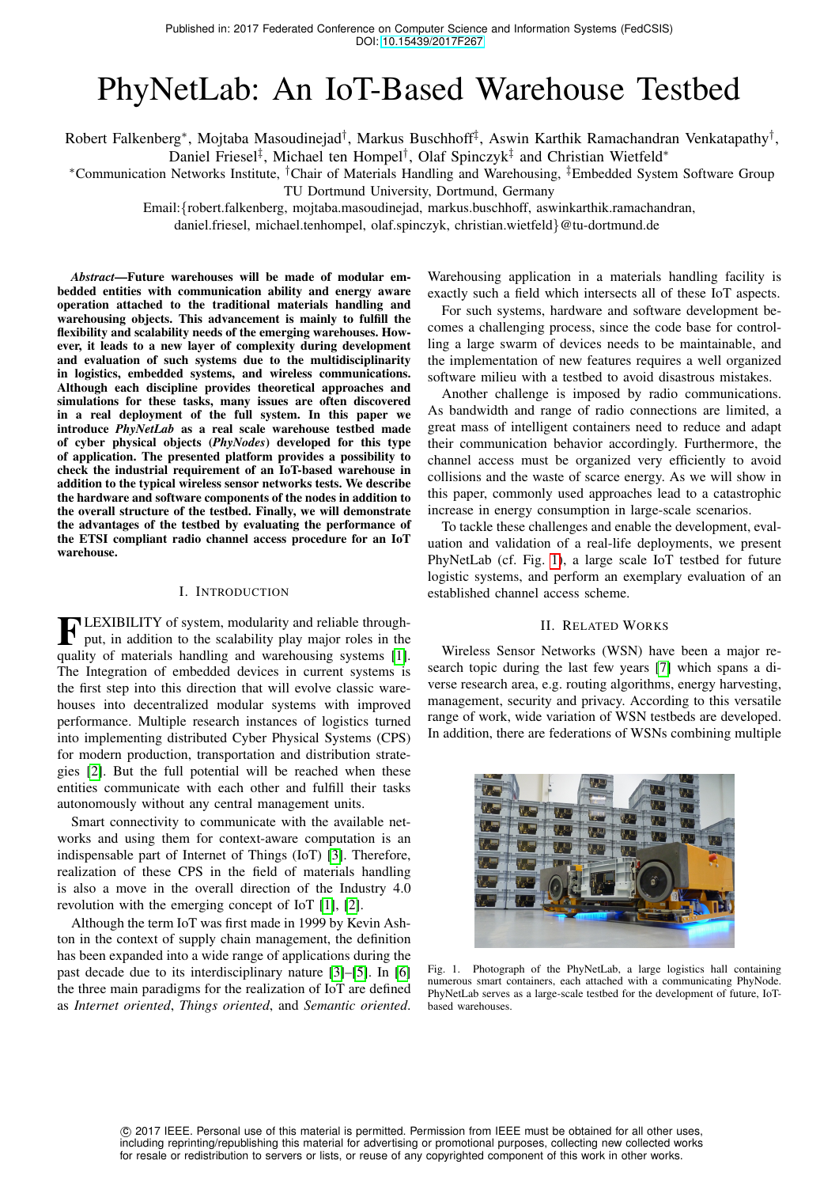Published in: 2017 Federated Conference on Computer Science and Information Systems (FedCSIS)
DOI: 10.15439/2017F267

# PhyNetLab: An IoT-Based Warehouse Testbed

Robert Falkenberg[*], Mojtaba Masoudinejad[†], Markus Buschhoff[‡], Aswin Karthik Ramachandran Venkatapathy[†], Daniel Friesel[‡], Michael ten Hompel[†], Olaf Spinczyk[‡] and Christian Wietfeld[*]

[*]Communication Networks Institute, [†]Chair of Materials Handling and Warehousing, [‡]Embedded System Software Group
TU Dortmund University, Dortmund, Germany

Email:{robert.falkenberg, mojtaba.masoudinejad, markus.buschhoff, aswinkarthik.ramachandran, daniel.friesel, michael.tenhompel, olaf.spinczyk, christian.wietfeld}@tu-dortmund.de

***Abstract*—Future warehouses will be made of modular embedded entities with communication ability and energy aware operation attached to the traditional materials handling and warehousing objects. This advancement is mainly to fulfill the flexibility and scalability needs of the emerging warehouses. However, it leads to a new layer of complexity during development and evaluation of such systems due to the multidisciplinarity in logistics, embedded systems, and wireless communications. Although each discipline provides theoretical approaches and simulations for these tasks, many issues are often discovered in a real deployment of the full system. In this paper we introduce *PhyNetLab* as a real scale warehouse testbed made of cyber physical objects (*PhyNodes*) developed for this type of application. The presented platform provides a possibility to check the industrial requirement of an IoT-based warehouse in addition to the typical wireless sensor networks tests. We describe the hardware and software components of the nodes in addition to the overall structure of the testbed. Finally, we will demonstrate the advantages of the testbed by evaluating the performance of the ETSI compliant radio channel access procedure for an IoT warehouse.**

## I. Introduction

Flexibility of system, modularity and reliable throughput, in addition to the scalability play major roles in the quality of materials handling and warehousing systems [1]. The Integration of embedded devices in current systems is the first step into this direction that will evolve classic warehouses into decentralized modular systems with improved performance. Multiple research instances of logistics turned into implementing distributed Cyber Physical Systems (CPS) for modern production, transportation and distribution strategies [2]. But the full potential will be reached when these entities communicate with each other and fulfill their tasks autonomously without any central management units.

Smart connectivity to communicate with the available networks and using them for context-aware computation is an indispensable part of Internet of Things (IoT) [3]. Therefore, realization of these CPS in the field of materials handling is also a move in the overall direction of the Industry 4.0 revolution with the emerging concept of IoT [1], [2].

Although the term IoT was first made in 1999 by Kevin Ashton in the context of supply chain management, the definition has been expanded into a wide range of applications during the past decade due to its interdisciplinary nature [3]–[5]. In [6] the three main paradigms for the realization of IoT are defined as *Internet oriented*, *Things oriented*, and *Semantic oriented*. Warehousing application in a materials handling facility is exactly such a field which intersects all of these IoT aspects.

For such systems, hardware and software development becomes a challenging process, since the code base for controlling a large swarm of devices needs to be maintainable, and the implementation of new features requires a well organized software milieu with a testbed to avoid disastrous mistakes.

Another challenge is imposed by radio communications. As bandwidth and range of radio connections are limited, a great mass of intelligent containers need to reduce and adapt their communication behavior accordingly. Furthermore, the channel access must be organized very efficiently to avoid collisions and the waste of scarce energy. As we will show in this paper, commonly used approaches lead to a catastrophic increase in energy consumption in large-scale scenarios.

To tackle these challenges and enable the development, evaluation and validation of a real-life deployments, we present PhyNetLab (cf. Fig. 1), a large scale IoT testbed for future logistic systems, and perform an exemplary evaluation of an established channel access scheme.

## II. Related Works

Wireless Sensor Networks (WSN) have been a major research topic during the last few years [7] which spans a diverse research area, e.g. routing algorithms, energy harvesting, management, security and privacy. According to this versatile range of work, wide variation of WSN testbeds are developed. In addition, there are federations of WSNs combining multiple

Fig. 1. Photograph of the PhyNetLab, a large logistics hall containing numerous smart containers, each attached with a communicating PhyNode. PhyNetLab serves as a large-scale testbed for the development of future, IoT-based warehouses.

© 2017 IEEE. Personal use of this material is permitted. Permission from IEEE must be obtained for all other uses, including reprinting/republishing this material for advertising or promotional purposes, collecting new collected works for resale or redistribution to servers or lists, or reuse of any copyrighted component of this work in other works.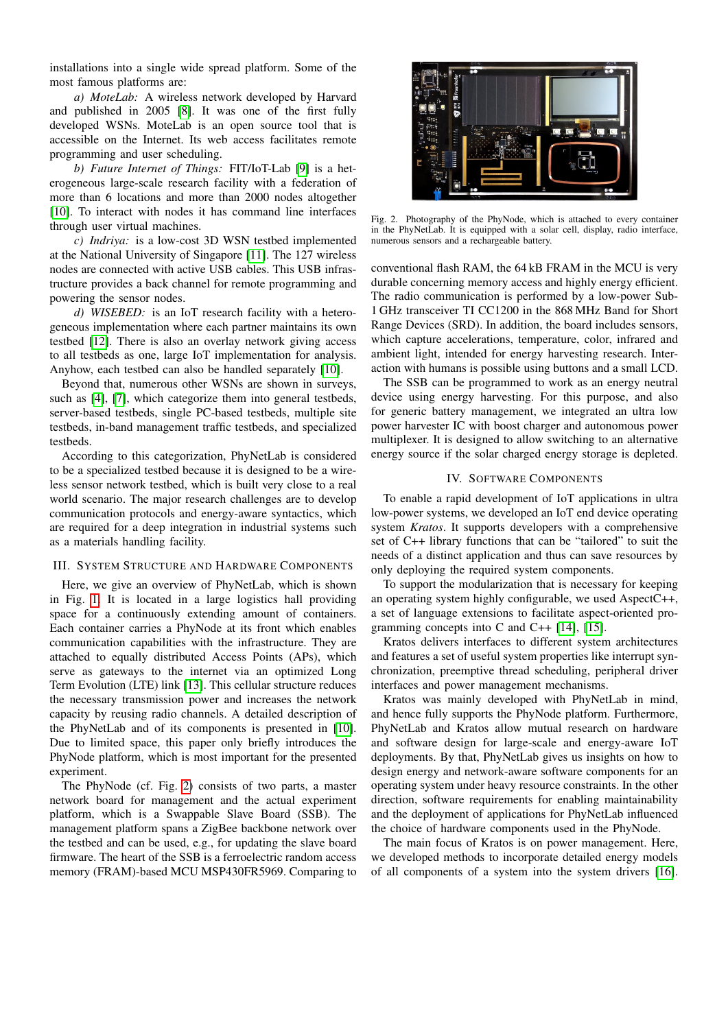installations into a single wide spread platform. Some of the most famous platforms are:

*a) MoteLab:* A wireless network developed by Harvard and published in 2005 [8]. It was one of the first fully developed WSNs. MoteLab is an open source tool that is accessible on the Internet. Its web access facilitates remote programming and user scheduling.

*b) Future Internet of Things:* FIT/IoT-Lab [9] is a heterogeneous large-scale research facility with a federation of more than 6 locations and more than 2000 nodes altogether [10]. To interact with nodes it has command line interfaces through user virtual machines.

*c) Indriya:* is a low-cost 3D WSN testbed implemented at the National University of Singapore [11]. The 127 wireless nodes are connected with active USB cables. This USB infrastructure provides a back channel for remote programming and powering the sensor nodes.

*d) WISEBED:* is an IoT research facility with a heterogeneous implementation where each partner maintains its own testbed [12]. There is also an overlay network giving access to all testbeds as one, large IoT implementation for analysis. Anyhow, each testbed can also be handled separately [10].

Beyond that, numerous other WSNs are shown in surveys, such as [4], [7], which categorize them into general testbeds, server-based testbeds, single PC-based testbeds, multiple site testbeds, in-band management traffic testbeds, and specialized testbeds.

According to this categorization, PhyNetLab is considered to be a specialized testbed because it is designed to be a wireless sensor network testbed, which is built very close to a real world scenario. The major research challenges are to develop communication protocols and energy-aware syntactics, which are required for a deep integration in industrial systems such as a materials handling facility.

## III. System Structure and Hardware Components

Here, we give an overview of PhyNetLab, which is shown in Fig. 1. It is located in a large logistics hall providing space for a continuously extending amount of containers. Each container carries a PhyNode at its front which enables communication capabilities with the infrastructure. They are attached to equally distributed Access Points (APs), which serve as gateways to the internet via an optimized Long Term Evolution (LTE) link [13]. This cellular structure reduces the necessary transmission power and increases the network capacity by reusing radio channels. A detailed description of the PhyNetLab and of its components is presented in [10]. Due to limited space, this paper only briefly introduces the PhyNode platform, which is most important for the presented experiment.

The PhyNode (cf. Fig. 2) consists of two parts, a master network board for management and the actual experiment platform, which is a Swappable Slave Board (SSB). The management platform spans a ZigBee backbone network over the testbed and can be used, e.g., for updating the slave board firmware. The heart of the SSB is a ferroelectric random access memory (FRAM)-based MCU MSP430FR5969. Comparing to conventional flash RAM, the 64 kB FRAM in the MCU is very durable concerning memory access and highly energy efficient. The radio communication is performed by a low-power Sub-1 GHz transceiver TI CC1200 in the 868 MHz Band for Short Range Devices (SRD). In addition, the board includes sensors, which capture accelerations, temperature, color, infrared and ambient light, intended for energy harvesting research. Interaction with humans is possible using buttons and a small LCD.

Fig. 2. Photography of the PhyNode, which is attached to every container in the PhyNetLab. It is equipped with a solar cell, display, radio interface, numerous sensors and a rechargeable battery.

The SSB can be programmed to work as an energy neutral device using energy harvesting. For this purpose, and also for generic battery management, we integrated an ultra low power harvester IC with boost charger and autonomous power multiplexer. It is designed to allow switching to an alternative energy source if the solar charged energy storage is depleted.

## IV. Software Components

To enable a rapid development of IoT applications in ultra low-power systems, we developed an IoT end device operating system *Kratos*. It supports developers with a comprehensive set of C++ library functions that can be "tailored" to suit the needs of a distinct application and thus can save resources by only deploying the required system components.

To support the modularization that is necessary for keeping an operating system highly configurable, we used AspectC++, a set of language extensions to facilitate aspect-oriented programming concepts into C and C++ [14], [15].

Kratos delivers interfaces to different system architectures and features a set of useful system properties like interrupt synchronization, preemptive thread scheduling, peripheral driver interfaces and power management mechanisms.

Kratos was mainly developed with PhyNetLab in mind, and hence fully supports the PhyNode platform. Furthermore, PhyNetLab and Kratos allow mutual research on hardware and software design for large-scale and energy-aware IoT deployments. By that, PhyNetLab gives us insights on how to design energy and network-aware software components for an operating system under heavy resource constraints. In the other direction, software requirements for enabling maintainability and the deployment of applications for PhyNetLab influenced the choice of hardware components used in the PhyNode.

The main focus of Kratos is on power management. Here, we developed methods to incorporate detailed energy models of all components of a system into the system drivers [16].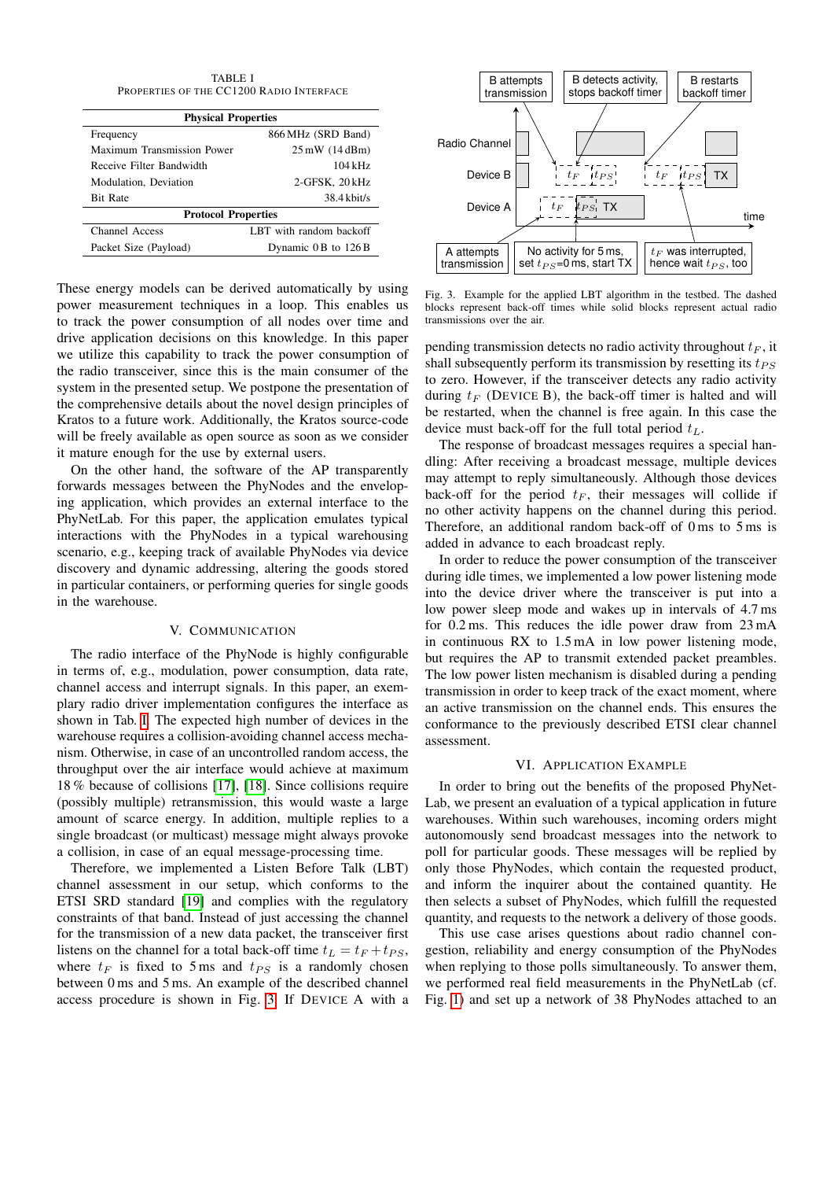TABLE I
PROPERTIES OF THE CC1200 RADIO INTERFACE

| Physical Properties | |
|---|---|
| Frequency | 866 MHz (SRD Band) |
| Maximum Transmission Power | 25 mW (14 dBm) |
| Receive Filter Bandwidth | 104 kHz |
| Modulation, Deviation | 2-GFSK, 20 kHz |
| Bit Rate | 38.4 kbit/s |
| **Protocol Properties** | |
| Channel Access | LBT with random backoff |
| Packet Size (Payload) | Dynamic 0 B to 126 B |

These energy models can be derived automatically by using power measurement techniques in a loop. This enables us to track the power consumption of all nodes over time and drive application decisions on this knowledge. In this paper we utilize this capability to track the power consumption of the radio transceiver, since this is the main consumer of the system in the presented setup. We postpone the presentation of the comprehensive details about the novel design principles of Kratos to a future work. Additionally, the Kratos source-code will be freely available as open source as soon as we consider it mature enough for the use by external users.

On the other hand, the software of the AP transparently forwards messages between the PhyNodes and the enveloping application, which provides an external interface to the PhyNetLab. For this paper, the application emulates typical interactions with the PhyNodes in a typical warehousing scenario, e.g., keeping track of available PhyNodes via device discovery and dynamic addressing, altering the goods stored in particular containers, or performing queries for single goods in the warehouse.

## V. Communication

The radio interface of the PhyNode is highly configurable in terms of, e.g., modulation, power consumption, data rate, channel access and interrupt signals. In this paper, an exemplary radio driver implementation configures the interface as shown in Tab. I. The expected high number of devices in the warehouse requires a collision-avoiding channel access mechanism. Otherwise, in case of an uncontrolled random access, the throughput over the air interface would achieve at maximum 18 % because of collisions [17], [18]. Since collisions require (possibly multiple) retransmission, this would waste a large amount of scarce energy. In addition, multiple replies to a single broadcast (or multicast) message might always provoke a collision, in case of an equal message-processing time.

Therefore, we implemented a Listen Before Talk (LBT) channel assessment in our setup, which conforms to the ETSI SRD standard [19] and complies with the regulatory constraints of that band. Instead of just accessing the channel for the transmission of a new data packet, the transceiver first listens on the channel for a total back-off time $t_L = t_F + t_{PS}$, where $t_F$ is fixed to 5 ms and $t_{PS}$ is a randomly chosen between 0 ms and 5 ms. An example of the described channel access procedure is shown in Fig. 3. If Device A with a

B attempts transmission
B detects activity, stops backoff timer
B restarts backoff timer
Radio Channel
Device B
Device A
$t_F$
$t_{PS}$
TX
time
A attempts transmission
No activity for 5 ms, set $t_{PS}$=0 ms, start TX
$t_F$ was interrupted, hence wait $t_{PS}$, too

Fig. 3. Example for the applied LBT algorithm in the testbed. The dashed blocks represent back-off times while solid blocks represent actual radio transmissions over the air.

pending transmission detects no radio activity throughout $t_F$, it shall subsequently perform its transmission by resetting its $t_{PS}$ to zero. However, if the transceiver detects any radio activity during $t_F$ (Device B), the back-off timer is halted and will be restarted, when the channel is free again. In this case the device must back-off for the full total period $t_L$.

The response of broadcast messages requires a special handling: After receiving a broadcast message, multiple devices may attempt to reply simultaneously. Although those devices back-off for the period $t_F$, their messages will collide if no other activity happens on the channel during this period. Therefore, an additional random back-off of 0 ms to 5 ms is added in advance to each broadcast reply.

In order to reduce the power consumption of the transceiver during idle times, we implemented a low power listening mode into the device driver where the transceiver is put into a low power sleep mode and wakes up in intervals of 4.7 ms for 0.2 ms. This reduces the idle power draw from 23 mA in continuous RX to 1.5 mA in low power listening mode, but requires the AP to transmit extended packet preambles. The low power listen mechanism is disabled during a pending transmission in order to keep track of the exact moment, where an active transmission on the channel ends. This ensures the conformance to the previously described ETSI clear channel assessment.

## VI. Application Example

In order to bring out the benefits of the proposed PhyNetLab, we present an evaluation of a typical application in future warehouses. Within such warehouses, incoming orders might autonomously send broadcast messages into the network to poll for particular goods. These messages will be replied by only those PhyNodes, which contain the requested product, and inform the inquirer about the contained quantity. He then selects a subset of PhyNodes, which fulfill the requested quantity, and requests to the network a delivery of those goods.

This use case arises questions about radio channel congestion, reliability and energy consumption of the PhyNodes when replying to those polls simultaneously. To answer them, we performed real field measurements in the PhyNetLab (cf. Fig. 1) and set up a network of 38 PhyNodes attached to an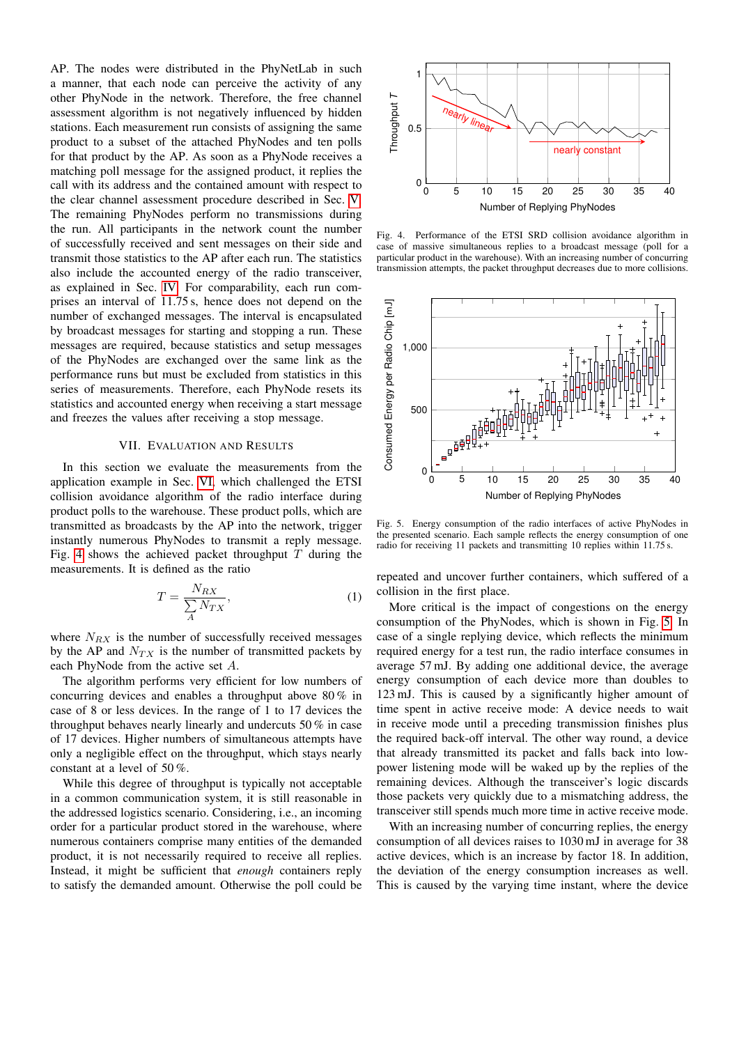AP. The nodes were distributed in the PhyNetLab in such a manner, that each node can perceive the activity of any other PhyNode in the network. Therefore, the free channel assessment algorithm is not negatively influenced by hidden stations. Each measurement run consists of assigning the same product to a subset of the attached PhyNodes and ten polls for that product by the AP. As soon as a PhyNode receives a matching poll message for the assigned product, it replies the call with its address and the contained amount with respect to the clear channel assessment procedure described in Sec. V. The remaining PhyNodes perform no transmissions during the run. All participants in the network count the number of successfully received and sent messages on their side and transmit those statistics to the AP after each run. The statistics also include the accounted energy of the radio transceiver, as explained in Sec. IV. For comparability, each run comprises an interval of 11.75 s, hence does not depend on the number of exchanged messages. The interval is encapsulated by broadcast messages for starting and stopping a run. These messages are required, because statistics and setup messages of the PhyNodes are exchanged over the same link as the performance runs but must be excluded from statistics in this series of measurements. Therefore, each PhyNode resets its statistics and accounted energy when receiving a start message and freezes the values after receiving a stop message.

## VII. Evaluation and Results

In this section we evaluate the measurements from the application example in Sec. VI, which challenged the ETSI collision avoidance algorithm of the radio interface during product polls to the warehouse. These product polls, which are transmitted as broadcasts by the AP into the network, trigger instantly numerous PhyNodes to transmit a reply message. Fig. 4 shows the achieved packet throughput $T$ during the measurements. It is defined as the ratio

$$T = \frac{N_{RX}}{\sum\limits_{A} N_{TX}}, \tag{1}$$

where $N_{RX}$ is the number of successfully received messages by the AP and $N_{TX}$ is the number of transmitted packets by each PhyNode from the active set $A$.

The algorithm performs very efficient for low numbers of concurring devices and enables a throughput above 80 % in case of 8 or less devices. In the range of 1 to 17 devices the throughput behaves nearly linearly and undercuts 50 % in case of 17 devices. Higher numbers of simultaneous attempts have only a negligible effect on the throughput, which stays nearly constant at a level of 50 %.

While this degree of throughput is typically not acceptable in a common communication system, it is still reasonable in the addressed logistics scenario. Considering, i.e., an incoming order for a particular product stored in the warehouse, where numerous containers comprise many entities of the demanded product, it is not necessarily required to receive all replies. Instead, it might be sufficient that *enough* containers reply to satisfy the demanded amount. Otherwise the poll could be repeated and uncover further containers, which suffered of a collision in the first place.

Fig. 4. Performance of the ETSI SRD collision avoidance algorithm in case of massive simultaneous replies to a broadcast message (poll for a particular product in the warehouse). With an increasing number of concurring transmission attempts, the packet throughput decreases due to more collisions.

Fig. 5. Energy consumption of the radio interfaces of active PhyNodes in the presented scenario. Each sample reflects the energy consumption of one radio for receiving 11 packets and transmitting 10 replies within 11.75 s.

More critical is the impact of congestions on the energy consumption of the PhyNodes, which is shown in Fig. 5. In case of a single replying device, which reflects the minimum required energy for a test run, the radio interface consumes in average 57 mJ. By adding one additional device, the average energy consumption of each device more than doubles to 123 mJ. This is caused by a significantly higher amount of time spent in active receive mode: A device needs to wait in receive mode until a preceding transmission finishes plus the required back-off interval. The other way round, a device that already transmitted its packet and falls back into low-power listening mode will be waked up by the replies of the remaining devices. Although the transceiver's logic discards those packets very quickly due to a mismatching address, the transceiver still spends much more time in active receive mode.

With an increasing number of concurring replies, the energy consumption of all devices raises to 1030 mJ in average for 38 active devices, which is an increase by factor 18. In addition, the deviation of the energy consumption increases as well. This is caused by the varying time instant, where the device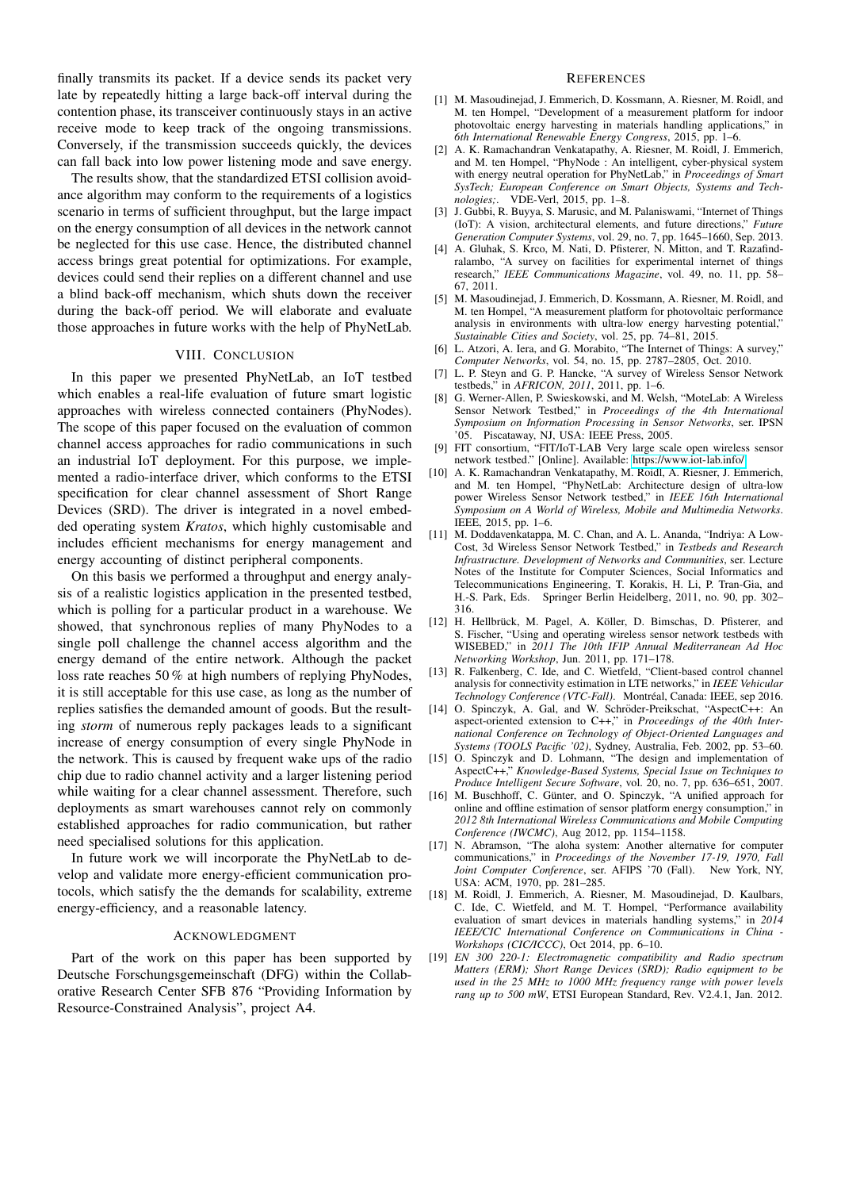finally transmits its packet. If a device sends its packet very late by repeatedly hitting a large back-off interval during the contention phase, its transceiver continuously stays in an active receive mode to keep track of the ongoing transmissions. Conversely, if the transmission succeeds quickly, the devices can fall back into low power listening mode and save energy.

The results show, that the standardized ETSI collision avoidance algorithm may conform to the requirements of a logistics scenario in terms of sufficient throughput, but the large impact on the energy consumption of all devices in the network cannot be neglected for this use case. Hence, the distributed channel access brings great potential for optimizations. For example, devices could send their replies on a different channel and use a blind back-off mechanism, which shuts down the receiver during the back-off period. We will elaborate and evaluate those approaches in future works with the help of PhyNetLab.

## VIII. Conclusion

In this paper we presented PhyNetLab, an IoT testbed which enables a real-life evaluation of future smart logistic approaches with wireless connected containers (PhyNodes). The scope of this paper focused on the evaluation of common channel access approaches for radio communications in such an industrial IoT deployment. For this purpose, we implemented a radio-interface driver, which conforms to the ETSI specification for clear channel assessment of Short Range Devices (SRD). The driver is integrated in a novel embedded operating system *Kratos*, which highly customisable and includes efficient mechanisms for energy management and energy accounting of distinct peripheral components.

On this basis we performed a throughput and energy analysis of a realistic logistics application in the presented testbed, which is polling for a particular product in a warehouse. We showed, that synchronous replies of many PhyNodes to a single poll challenge the channel access algorithm and the energy demand of the entire network. Although the packet loss rate reaches 50 % at high numbers of replying PhyNodes, it is still acceptable for this use case, as long as the number of replies satisfies the demanded amount of goods. But the resulting *storm* of numerous reply packages leads to a significant increase of energy consumption of every single PhyNode in the network. This is caused by frequent wake ups of the radio chip due to radio channel activity and a larger listening period while waiting for a clear channel assessment. Therefore, such deployments as smart warehouses cannot rely on commonly established approaches for radio communication, but rather need specialised solutions for this application.

In future work we will incorporate the PhyNetLab to develop and validate more energy-efficient communication protocols, which satisfy the the demands for scalability, extreme energy-efficiency, and a reasonable latency.

## Acknowledgment

Part of the work on this paper has been supported by Deutsche Forschungsgemeinschaft (DFG) within the Collaborative Research Center SFB 876 “Providing Information by Resource-Constrained Analysis”, project A4.

## References

[1] M. Masoudinejad, J. Emmerich, D. Kossmann, A. Riesner, M. Roidl, and M. ten Hompel, “Development of a measurement platform for indoor photovoltaic energy harvesting in materials handling applications,” in *6th International Renewable Energy Congress*, 2015, pp. 1–6.

[2] A. K. Ramachandran Venkatapathy, A. Riesner, M. Roidl, J. Emmerich, and M. ten Hompel, “PhyNode : An intelligent, cyber-physical system with energy neutral operation for PhyNetLab,” in *Proceedings of Smart SysTech; European Conference on Smart Objects, Systems and Technologies;*. VDE-Verl, 2015, pp. 1–8.

[3] J. Gubbi, R. Buyya, S. Marusic, and M. Palaniswami, “Internet of Things (IoT): A vision, architectural elements, and future directions,” *Future Generation Computer Systems*, vol. 29, no. 7, pp. 1645–1660, Sep. 2013.

[4] A. Gluhak, S. Krco, M. Nati, D. Pfisterer, N. Mitton, and T. Razafindralambo, “A survey on facilities for experimental internet of things research,” *IEEE Communications Magazine*, vol. 49, no. 11, pp. 58–67, 2011.

[5] M. Masoudinejad, J. Emmerich, D. Kossmann, A. Riesner, M. Roidl, and M. ten Hompel, “A measurement platform for photovoltaic performance analysis in environments with ultra-low energy harvesting potential,” *Sustainable Cities and Society*, vol. 25, pp. 74–81, 2015.

[6] L. Atzori, A. Iera, and G. Morabito, “The Internet of Things: A survey,” *Computer Networks*, vol. 54, no. 15, pp. 2787–2805, Oct. 2010.

[7] L. P. Steyn and G. P. Hancke, “A survey of Wireless Sensor Network testbeds,” in *AFRICON, 2011*, 2011, pp. 1–6.

[8] G. Werner-Allen, P. Swieskowski, and M. Welsh, “MoteLab: A Wireless Sensor Network Testbed,” in *Proceedings of the 4th International Symposium on Information Processing in Sensor Networks*, ser. IPSN ’05. Piscataway, NJ, USA: IEEE Press, 2005.

[9] FIT consortium, “FIT/IoT-LAB Very large scale open wireless sensor network testbed.” [Online]. Available: https://www.iot-lab.info/

[10] A. K. Ramachandran Venkatapathy, M. Roidl, A. Riesner, J. Emmerich, and M. ten Hompel, “PhyNetLab: Architecture design of ultra-low power Wireless Sensor Network testbed,” in *IEEE 16th International Symposium on A World of Wireless, Mobile and Multimedia Networks*. IEEE, 2015, pp. 1–6.

[11] M. Doddavenkatappa, M. C. Chan, and A. L. Ananda, “Indriya: A Low-Cost, 3d Wireless Sensor Network Testbed,” in *Testbeds and Research Infrastructure. Development of Networks and Communities*, ser. Lecture Notes of the Institute for Computer Sciences, Social Informatics and Telecommunications Engineering, T. Korakis, H. Li, P. Tran-Gia, and H.-S. Park, Eds. Springer Berlin Heidelberg, 2011, no. 90, pp. 302–316.

[12] H. Hellbrück, M. Pagel, A. Köller, D. Bimschas, D. Pfisterer, and S. Fischer, “Using and operating wireless sensor network testbeds with WISEBED,” in *2011 The 10th IFIP Annual Mediterranean Ad Hoc Networking Workshop*, Jun. 2011, pp. 171–178.

[13] R. Falkenberg, C. Ide, and C. Wietfeld, “Client-based control channel analysis for connectivity estimation in LTE networks,” in *IEEE Vehicular Technology Conference (VTC-Fall)*. Montréal, Canada: IEEE, sep 2016.

[14] O. Spinczyk, A. Gal, and W. Schröder-Preikschat, “AspectC++: An aspect-oriented extension to C++,” in *Proceedings of the 40th International Conference on Technology of Object-Oriented Languages and Systems (TOOLS Pacific ’02)*, Sydney, Australia, Feb. 2002, pp. 53–60.

[15] O. Spinczyk and D. Lohmann, “The design and implementation of AspectC++,” *Knowledge-Based Systems, Special Issue on Techniques to Produce Intelligent Secure Software*, vol. 20, no. 7, pp. 636–651, 2007.

[16] M. Buschhoff, C. Günter, and O. Spinczyk, “A unified approach for online and offline estimation of sensor platform energy consumption,” in *2012 8th International Wireless Communications and Mobile Computing Conference (IWCMC)*, Aug 2012, pp. 1154–1158.

[17] N. Abramson, “The aloha system: Another alternative for computer communications,” in *Proceedings of the November 17-19, 1970, Fall Joint Computer Conference*, ser. AFIPS ’70 (Fall). New York, NY, USA: ACM, 1970, pp. 281–285.

[18] M. Roidl, J. Emmerich, A. Riesner, M. Masoudinejad, D. Kaulbars, C. Ide, C. Wietfeld, and M. T. Hompel, “Performance availability evaluation of smart devices in materials handling systems,” in *2014 IEEE/CIC International Conference on Communications in China - Workshops (CIC/ICCC)*, Oct 2014, pp. 6–10.

[19] *EN 300 220-1: Electromagnetic compatibility and Radio spectrum Matters (ERM); Short Range Devices (SRD); Radio equipment to be used in the 25 MHz to 1000 MHz frequency range with power levels rang up to 500 mW*, ETSI European Standard, Rev. V2.4.1, Jan. 2012.